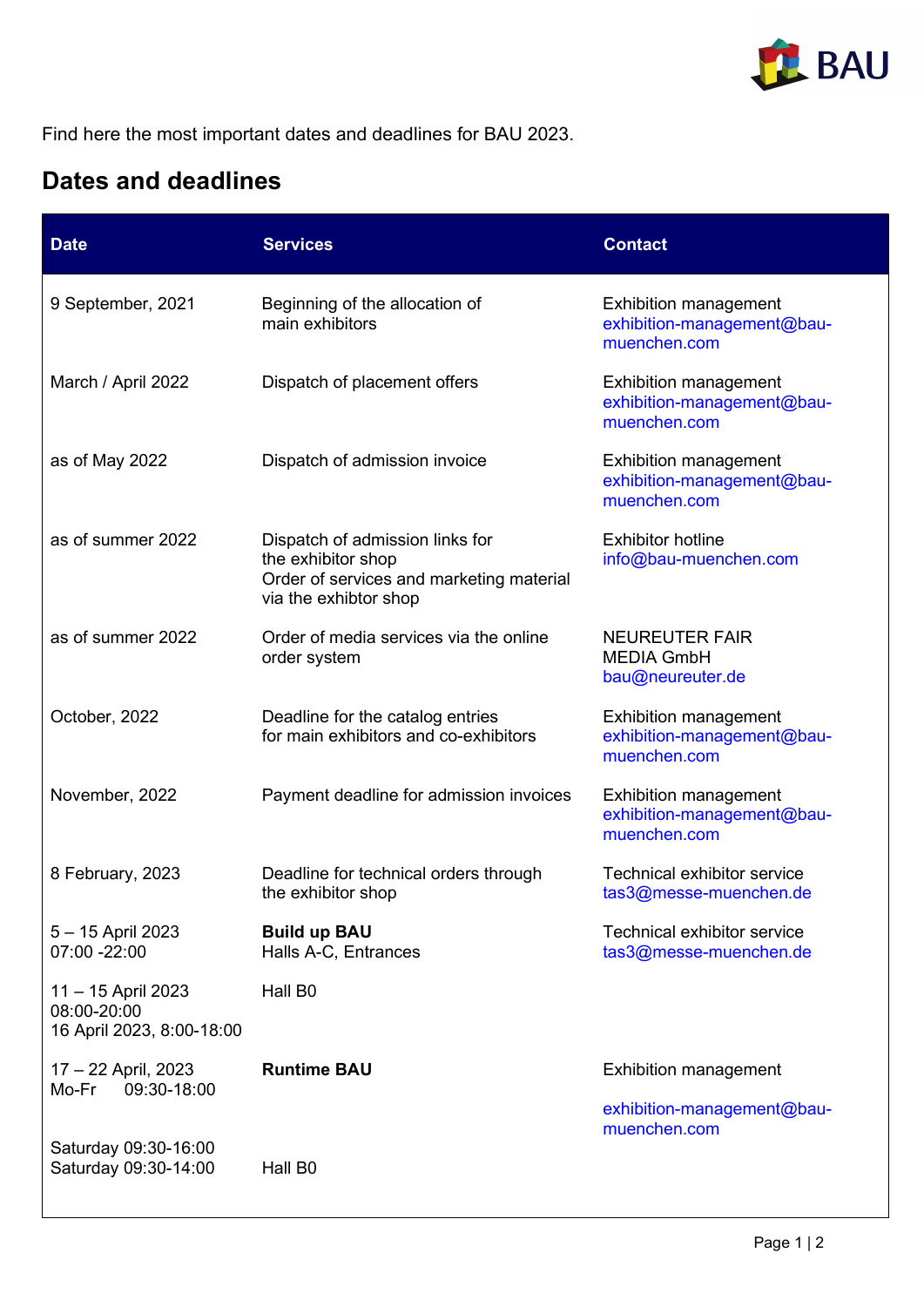Find here the most important dates and deadlines for BAU 2023.

## Dates and deadlines

| Date | Services | Contact |
|---|---|---|
| 9 September, 2021 | Beginning of the allocation of main exhibitors | Exhibition management exhibition-management@bau-muenchen.com |
| March / April 2022 | Dispatch of placement offers | Exhibition management exhibition-management@bau-muenchen.com |
| as of May 2022 | Dispatch of admission invoice | Exhibition management exhibition-management@bau-muenchen.com |
| as of summer 2022 | Dispatch of admission links for the exhibitor shop<br>Order of services and marketing material via the exhibtor shop | Exhibitor hotline info@bau-muenchen.com |
| as of summer 2022 | Order of media services via the online order system | NEUREUTER FAIR MEDIA GmbH bau@neureuter.de |
| October, 2022 | Deadline for the catalog entries for main exhibitors and co-exhibitors | Exhibition management exhibition-management@bau-muenchen.com |
| November, 2022 | Payment deadline for admission invoices | Exhibition management exhibition-management@bau-muenchen.com |
| 8 February, 2023 | Deadline for technical orders through the exhibitor shop | Technical exhibitor service tas3@messe-muenchen.de |
| 5 – 15 April 2023<br>07:00 -22:00 | **Build up BAU**<br>Halls A-C, Entrances | Technical exhibitor service tas3@messe-muenchen.de |
| 11 – 15 April 2023<br>08:00-20:00<br>16 April 2023, 8:00-18:00 | Hall B0 | |
| 17 – 22 April, 2023<br>Mo-Fr 09:30-18:00<br><br>Saturday 09:30-16:00<br>Saturday 09:30-14:00 | **Runtime BAU**<br><br><br><br>Hall B0 | Exhibition management<br>exhibition-management@bau-muenchen.com |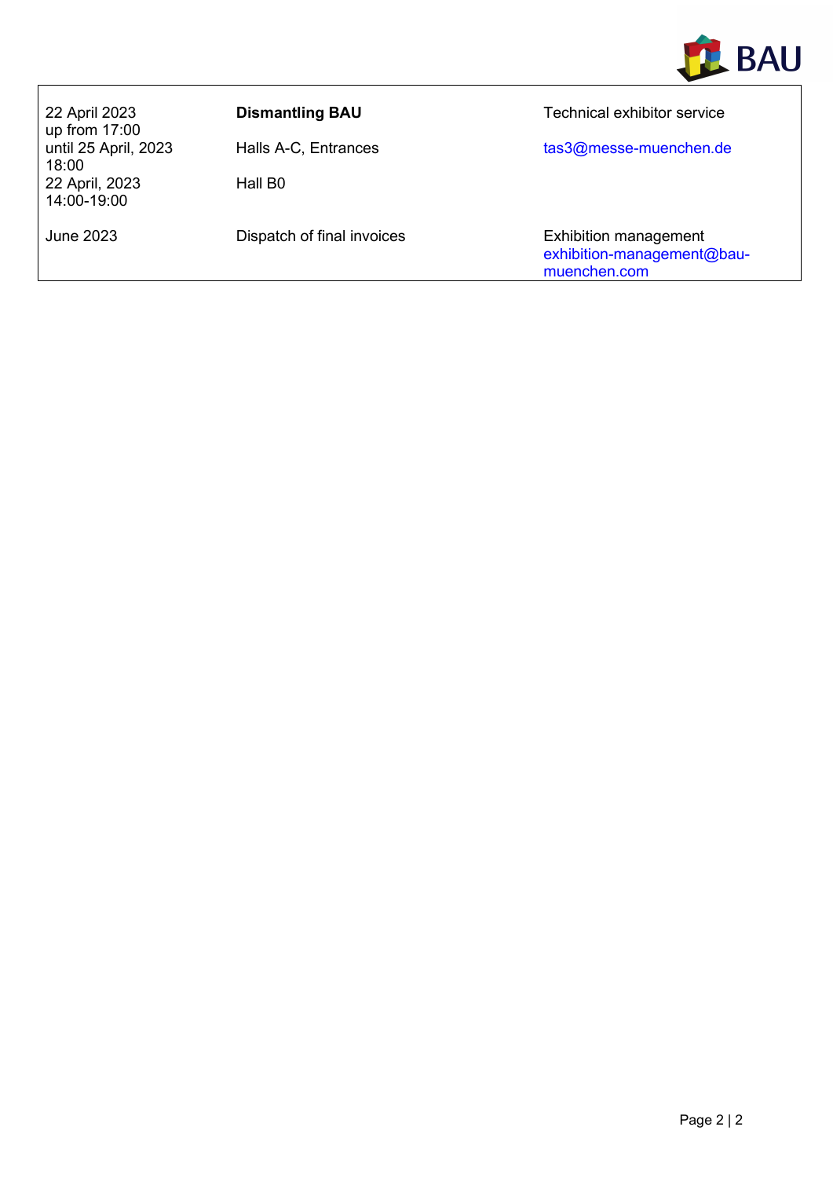| | | |
|---|---|---|
| 22 April 2023 up from 17:00 until 25 April, 2023 18:00 | **Dismantling BAU** Halls A-C, Entrances | Technical exhibitor service tas3@messe-muenchen.de |
| 22 April, 2023 14:00-19:00 | Hall B0 | |
| June 2023 | Dispatch of final invoices | Exhibition management exhibition-management@bau-muenchen.com |